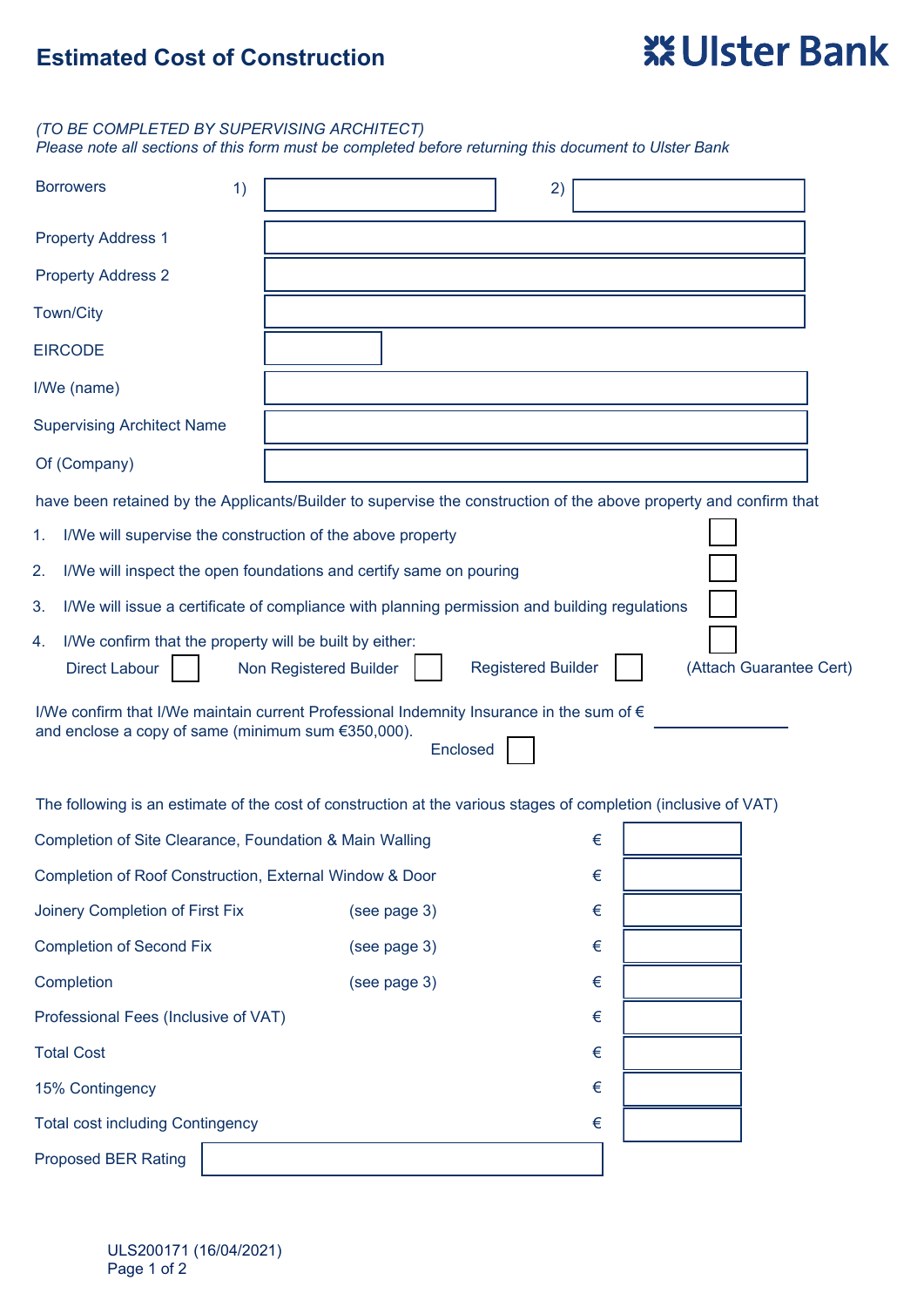# Estimated Cost of Construction

**Ulster Bank**

*(TO BE COMPLETED BY SUPERVISING ARCHITECT)*
*Please note all sections of this form must be completed before returning this document to Ulster Bank*

| | | |
|---|---|---|
| Borrowers | 1) | 2) |
| Property Address 1 | | |
| Property Address 2 | | |
| Town/City | | |
| EIRCODE | | |
| I/We (name) | | |
| Supervising Architect Name | | |
| Of (Company) | | |

have been retained by the Applicants/Builder to supervise the construction of the above property and confirm that

1. I/We will supervise the construction of the above property ☐
2. I/We will inspect the open foundations and certify same on pouring ☐
3. I/We will issue a certificate of compliance with planning permission and building regulations ☐
4. I/We confirm that the property will be built by either: ☐

   Direct Labour ☐ Non Registered Builder ☐ Registered Builder ☐ (Attach Guarantee Cert)

I/We confirm that I/We maintain current Professional Indemnity Insurance in the sum of € ____________ and enclose a copy of same (minimum sum €350,000).

Enclosed ☐

The following is an estimate of the cost of construction at the various stages of completion (inclusive of VAT)

| Stage | | | Amount |
|---|---|---|---|
| Completion of Site Clearance, Foundation & Main Walling | | € | |
| Completion of Roof Construction, External Window & Door | | € | |
| Joinery Completion of First Fix | (see page 3) | € | |
| Completion of Second Fix | (see page 3) | € | |
| Completion | (see page 3) | € | |
| Professional Fees (Inclusive of VAT) | | € | |
| Total Cost | | € | |
| 15% Contingency | | € | |
| Total cost including Contingency | | € | |

Proposed BER Rating ____________

ULS200171 (16/04/2021)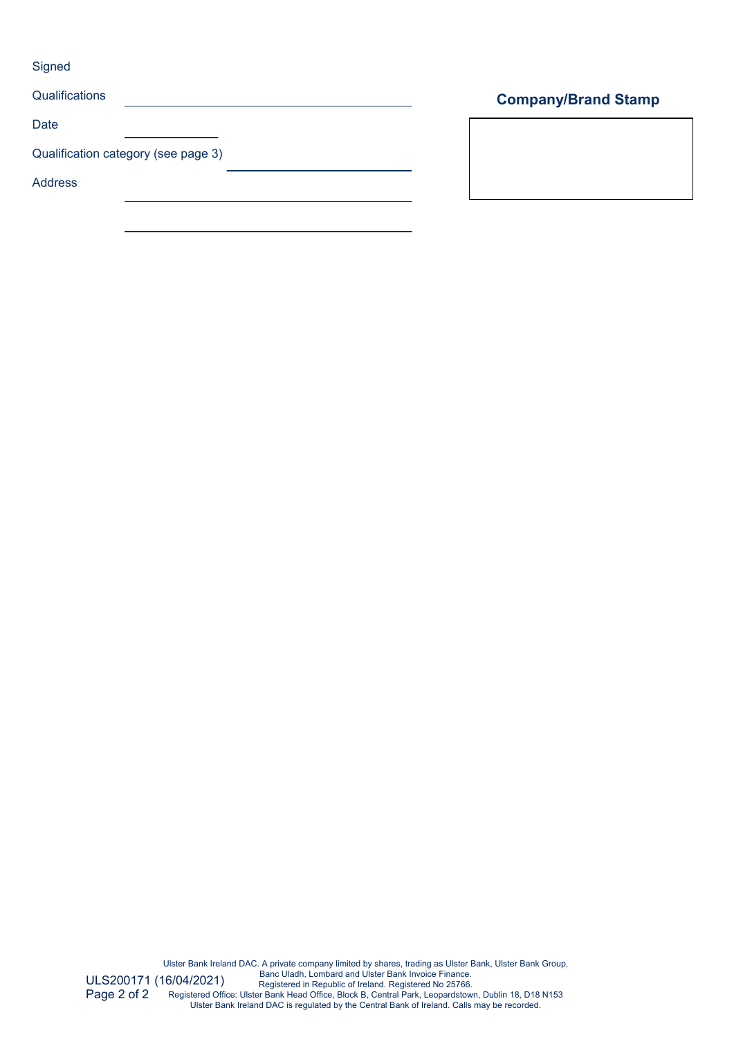Signed

Qualifications ______________________________

Date ____________

Qualification category (see page 3) ____________________

Address ______________________________

______________________________

**Company/Brand Stamp**

| |
|---|
| |

ULS200171 (16/04/2021)

Ulster Bank Ireland DAC. A private company limited by shares, trading as Ulster Bank, Ulster Bank Group, Banc Uladh, Lombard and Ulster Bank Invoice Finance.
Registered in Republic of Ireland. Registered No 25766.
Registered Office: Ulster Bank Head Office, Block B, Central Park, Leopardstown, Dublin 18, D18 N153
Ulster Bank Ireland DAC is regulated by the Central Bank of Ireland. Calls may be recorded.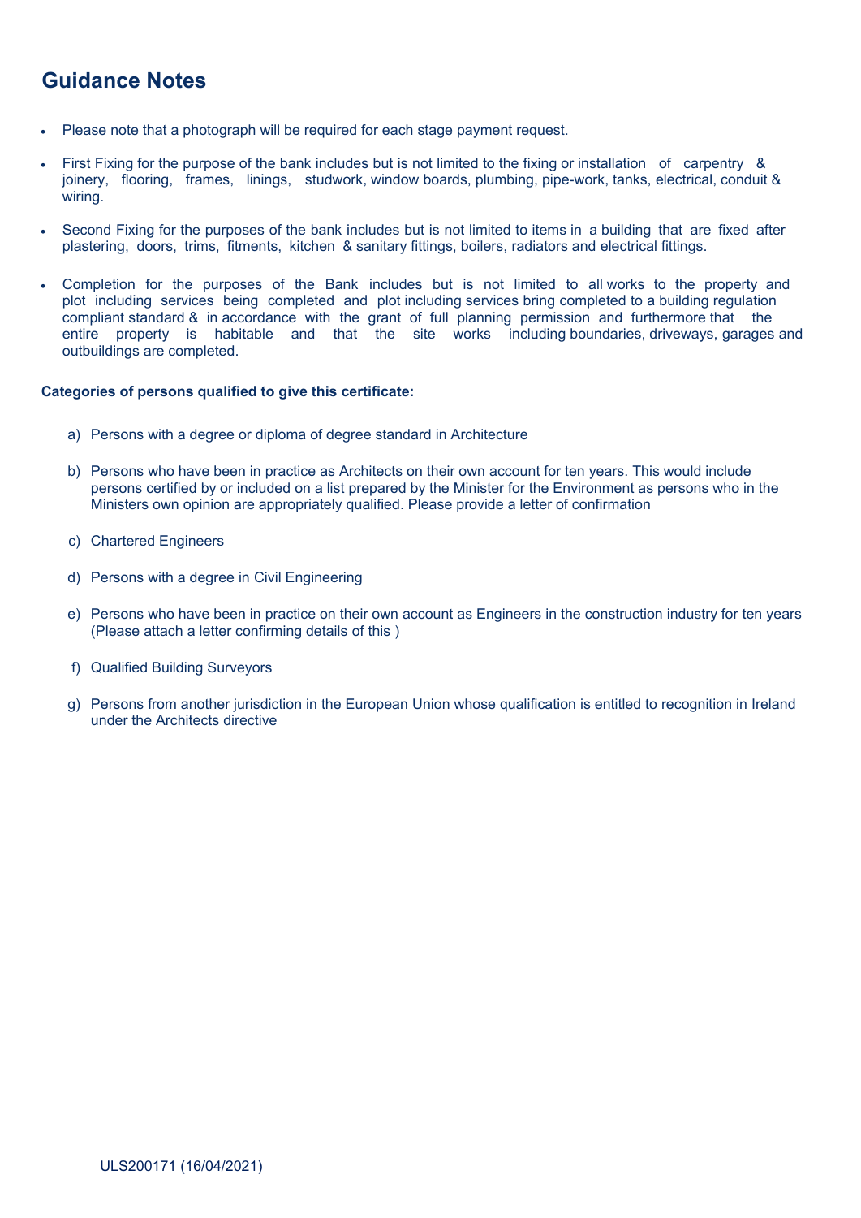# Guidance Notes

- Please note that a photograph will be required for each stage payment request.
- First Fixing for the purpose of the bank includes but is not limited to the fixing or installation of carpentry & joinery, flooring, frames, linings, studwork, window boards, plumbing, pipe-work, tanks, electrical, conduit & wiring.
- Second Fixing for the purposes of the bank includes but is not limited to items in a building that are fixed after plastering, doors, trims, fitments, kitchen & sanitary fittings, boilers, radiators and electrical fittings.
- Completion for the purposes of the Bank includes but is not limited to all works to the property and plot including services being completed and plot including services bring completed to a building regulation compliant standard & in accordance with the grant of full planning permission and furthermore that the entire property is habitable and that the site works including boundaries, driveways, garages and outbuildings are completed.

**Categories of persons qualified to give this certificate:**

a) Persons with a degree or diploma of degree standard in Architecture

b) Persons who have been in practice as Architects on their own account for ten years. This would include persons certified by or included on a list prepared by the Minister for the Environment as persons who in the Ministers own opinion are appropriately qualified. Please provide a letter of confirmation

c) Chartered Engineers

d) Persons with a degree in Civil Engineering

e) Persons who have been in practice on their own account as Engineers in the construction industry for ten years (Please attach a letter confirming details of this )

f) Qualified Building Surveyors

g) Persons from another jurisdiction in the European Union whose qualification is entitled to recognition in Ireland under the Architects directive

ULS200171 (16/04/2021)